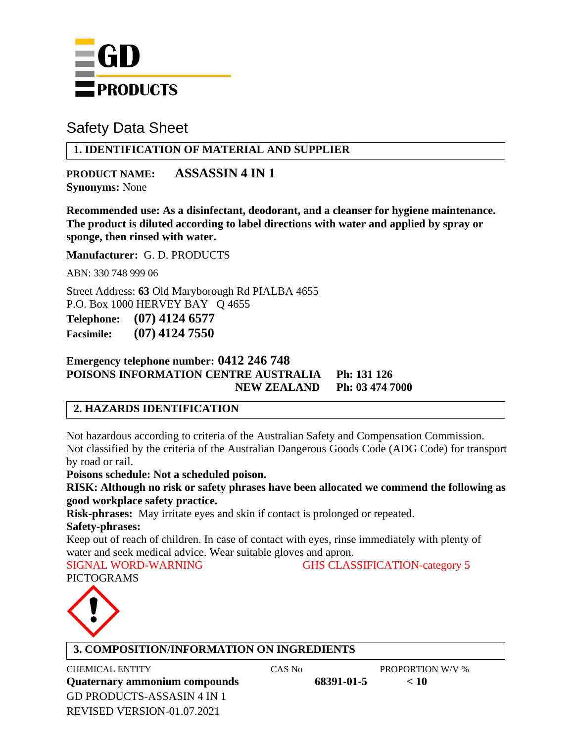GD PRODUCTS

# Safety Data Sheet

## 1. IDENTIFICATION OF MATERIAL AND SUPPLIER

**PRODUCT NAME:** **ASSASSIN 4 IN 1**
**Synonyms:** None

**Recommended use: As a disinfectant, deodorant, and a cleanser for hygiene maintenance. The product is diluted according to label directions with water and applied by spray or sponge, then rinsed with water.**

**Manufacturer:** G. D. PRODUCTS

ABN: 330 748 999 06

Street Address: **63** Old Maryborough Rd PIALBA 4655
P.O. Box 1000 HERVEY BAY Q 4655
**Telephone:** **(07) 4124 6577**
**Facsimile:** **(07) 4124 7550**

**Emergency telephone number: 0412 246 748**
**POISONS INFORMATION CENTRE AUSTRALIA Ph: 131 126**
**NEW ZEALAND Ph: 03 474 7000**

## 2. HAZARDS IDENTIFICATION

Not hazardous according to criteria of the Australian Safety and Compensation Commission.
Not classified by the criteria of the Australian Dangerous Goods Code (ADG Code) for transport by road or rail.
**Poisons schedule: Not a scheduled poison.**
**RISK: Although no risk or safety phrases have been allocated we commend the following as good workplace safety practice.**
**Risk-phrases:** May irritate eyes and skin if contact is prolonged or repeated.
**Safety-phrases:**
Keep out of reach of children. In case of contact with eyes, rinse immediately with plenty of water and seek medical advice. Wear suitable gloves and apron.
SIGNAL WORD-WARNING GHS CLASSIFICATION-category 5
PICTOGRAMS

## 3. COMPOSITION/INFORMATION ON INGREDIENTS

| CHEMICAL ENTITY | CAS No | PROPORTION W/V % |
|---|---|---|
| **Quaternary ammonium compounds** | **68391-01-5** | **< 10** |

GD PRODUCTS-ASSASIN 4 IN 1
REVISED VERSION-01.07.2021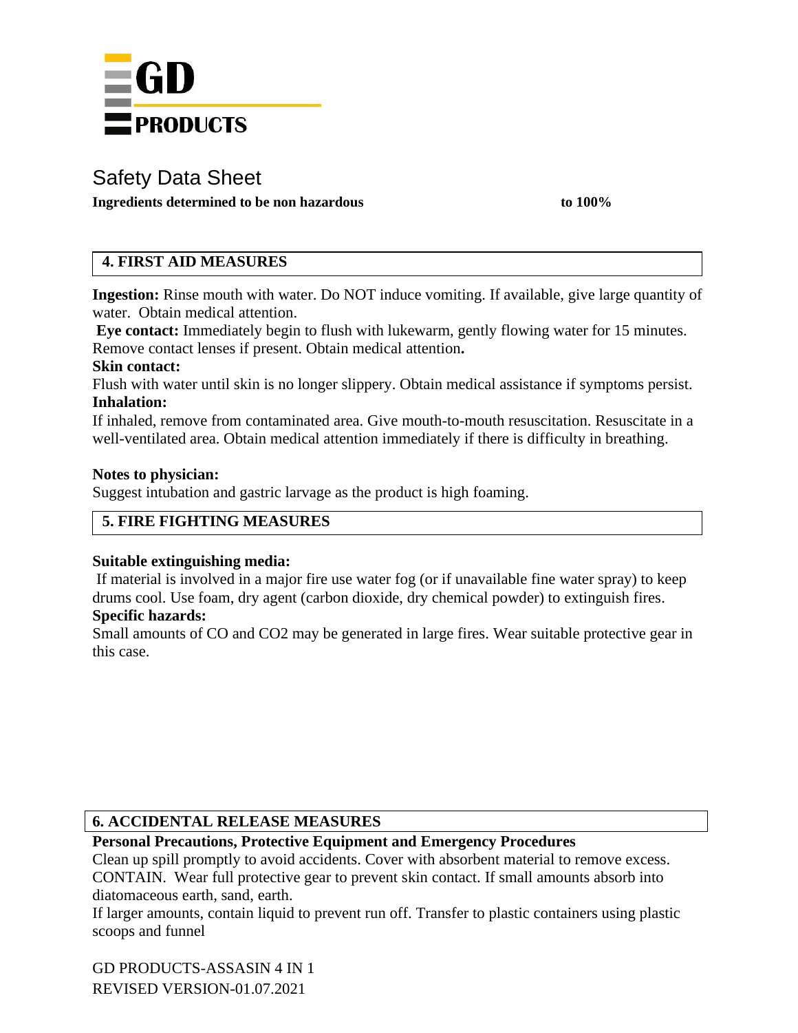Safety Data Sheet

**Ingredients determined to be non hazardous** **to 100%**

## 4. FIRST AID MEASURES

**Ingestion:** Rinse mouth with water. Do NOT induce vomiting. If available, give large quantity of water. Obtain medical attention.

**Eye contact:** Immediately begin to flush with lukewarm, gently flowing water for 15 minutes. Remove contact lenses if present. Obtain medical attention**.**

**Skin contact:**

Flush with water until skin is no longer slippery. Obtain medical assistance if symptoms persist.

**Inhalation:**

If inhaled, remove from contaminated area. Give mouth-to-mouth resuscitation. Resuscitate in a well-ventilated area. Obtain medical attention immediately if there is difficulty in breathing.

**Notes to physician:**

Suggest intubation and gastric larvage as the product is high foaming.

## 5. FIRE FIGHTING MEASURES

**Suitable extinguishing media:**

If material is involved in a major fire use water fog (or if unavailable fine water spray) to keep drums cool. Use foam, dry agent (carbon dioxide, dry chemical powder) to extinguish fires.

**Specific hazards:**

Small amounts of CO and $CO_2$ may be generated in large fires. Wear suitable protective gear in this case.

## 6. ACCIDENTAL RELEASE MEASURES

**Personal Precautions, Protective Equipment and Emergency Procedures**

Clean up spill promptly to avoid accidents. Cover with absorbent material to remove excess. CONTAIN. Wear full protective gear to prevent skin contact. If small amounts absorb into diatomaceous earth, sand, earth.

If larger amounts, contain liquid to prevent run off. Transfer to plastic containers using plastic scoops and funnel

GD PRODUCTS-ASSASIN 4 IN 1
REVISED VERSION-01.07.2021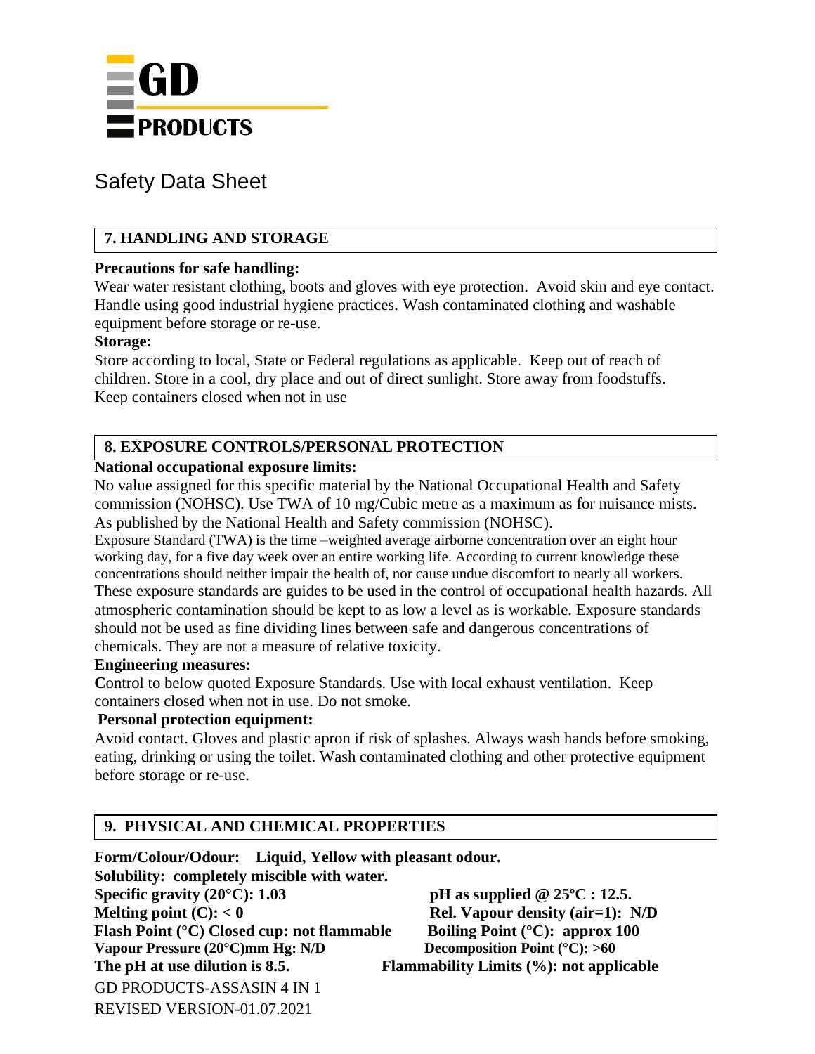GD PRODUCTS

# Safety Data Sheet

## 7. HANDLING AND STORAGE

**Precautions for safe handling:**

Wear water resistant clothing, boots and gloves with eye protection. Avoid skin and eye contact. Handle using good industrial hygiene practices. Wash contaminated clothing and washable equipment before storage or re-use.

**Storage:**

Store according to local, State or Federal regulations as applicable. Keep out of reach of children. Store in a cool, dry place and out of direct sunlight. Store away from foodstuffs. Keep containers closed when not in use

## 8. EXPOSURE CONTROLS/PERSONAL PROTECTION

**National occupational exposure limits:**

No value assigned for this specific material by the National Occupational Health and Safety commission (NOHSC). Use TWA of 10 mg/Cubic metre as a maximum as for nuisance mists. As published by the National Health and Safety commission (NOHSC).

Exposure Standard (TWA) is the time –weighted average airborne concentration over an eight hour working day, for a five day week over an entire working life. According to current knowledge these concentrations should neither impair the health of, nor cause undue discomfort to nearly all workers. These exposure standards are guides to be used in the control of occupational health hazards. All atmospheric contamination should be kept to as low a level as is workable. Exposure standards should not be used as fine dividing lines between safe and dangerous concentrations of chemicals. They are not a measure of relative toxicity.

**Engineering measures:**

Control to below quoted Exposure Standards. Use with local exhaust ventilation. Keep containers closed when not in use. Do not smoke.

**Personal protection equipment:**

Avoid contact. Gloves and plastic apron if risk of splashes. Always wash hands before smoking, eating, drinking or using the toilet. Wash contaminated clothing and other protective equipment before storage or re-use.

## 9. PHYSICAL AND CHEMICAL PROPERTIES

**Form/Colour/Odour: Liquid, Yellow with pleasant odour.**

**Solubility: completely miscible with water.**

**Specific gravity (20°C): 1.03**

**pH as supplied @ 25ºC : 12.5.**

**Melting point (C): < 0**

**Rel. Vapour density (air=1): N/D**

**Flash Point (°C) Closed cup: not flammable**

**Boiling Point (°C): approx 100**

**Vapour Pressure (20°C)mm Hg: N/D**

**Decomposition Point (°C): >60**

**The pH at use dilution is 8.5.**

**Flammability Limits (%): not applicable**

GD PRODUCTS-ASSASIN 4 IN 1

REVISED VERSION-01.07.2021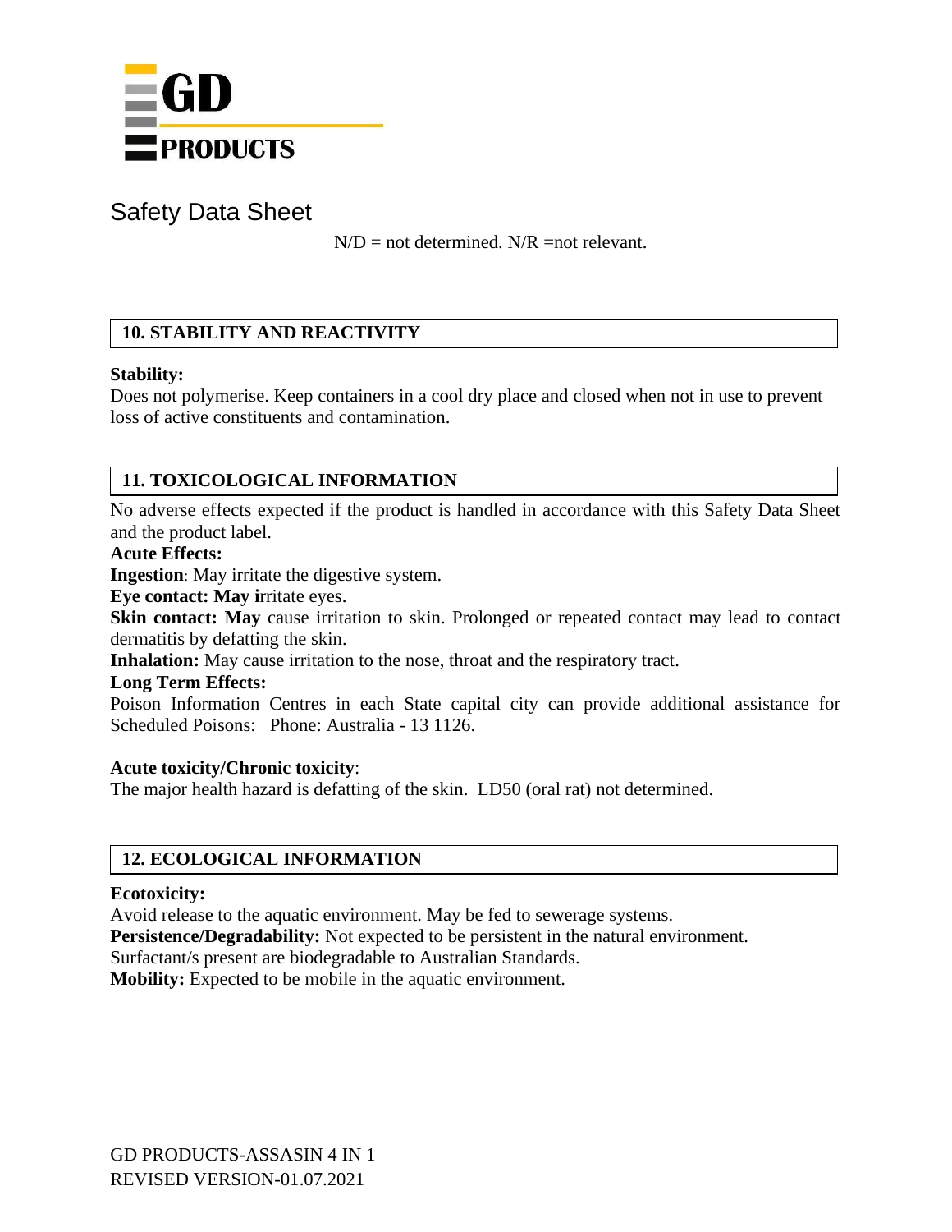Safety Data Sheet

N/D = not determined. N/R =not relevant.

## 10. STABILITY AND REACTIVITY

**Stability:**
Does not polymerise. Keep containers in a cool dry place and closed when not in use to prevent loss of active constituents and contamination.

## 11. TOXICOLOGICAL INFORMATION

No adverse effects expected if the product is handled in accordance with this Safety Data Sheet and the product label.

**Acute Effects:**

**Ingestion**: May irritate the digestive system.

**Eye contact: May i**rritate eyes.

**Skin contact: May** cause irritation to skin. Prolonged or repeated contact may lead to contact dermatitis by defatting the skin.

**Inhalation:** May cause irritation to the nose, throat and the respiratory tract.

**Long Term Effects:**

Poison Information Centres in each State capital city can provide additional assistance for Scheduled Poisons: Phone: Australia - 13 1126.

**Acute toxicity/Chronic toxicity**:
The major health hazard is defatting of the skin. LD50 (oral rat) not determined.

## 12. ECOLOGICAL INFORMATION

**Ecotoxicity:**
Avoid release to the aquatic environment. May be fed to sewerage systems.

**Persistence/Degradability:** Not expected to be persistent in the natural environment.
Surfactant/s present are biodegradable to Australian Standards.

**Mobility:** Expected to be mobile in the aquatic environment.

GD PRODUCTS-ASSASIN 4 IN 1
REVISED VERSION-01.07.2021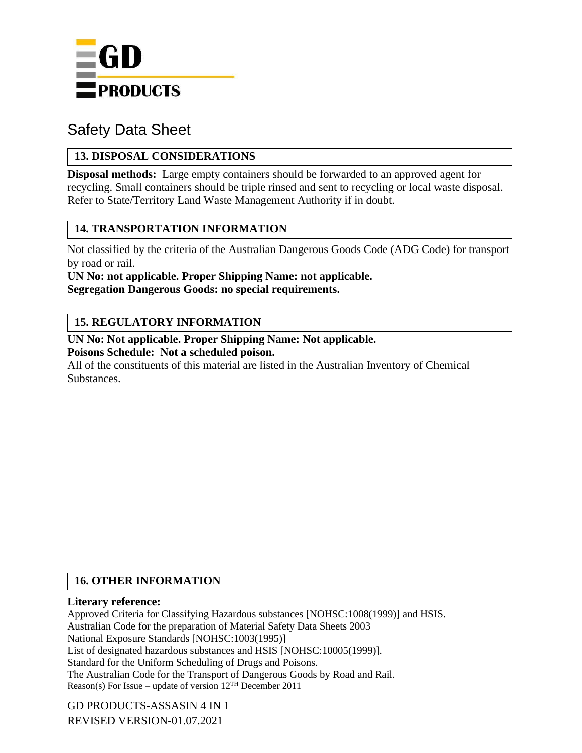GD PRODUCTS

# Safety Data Sheet

## 13. DISPOSAL CONSIDERATIONS

**Disposal methods:** Large empty containers should be forwarded to an approved agent for recycling. Small containers should be triple rinsed and sent to recycling or local waste disposal. Refer to State/Territory Land Waste Management Authority if in doubt.

## 14. TRANSPORTATION INFORMATION

Not classified by the criteria of the Australian Dangerous Goods Code (ADG Code) for transport by road or rail.

**UN No: not applicable. Proper Shipping Name: not applicable.**
**Segregation Dangerous Goods: no special requirements.**

## 15. REGULATORY INFORMATION

**UN No: Not applicable. Proper Shipping Name: Not applicable.**
**Poisons Schedule: Not a scheduled poison.**

All of the constituents of this material are listed in the Australian Inventory of Chemical Substances.

## 16. OTHER INFORMATION

**Literary reference:**

Approved Criteria for Classifying Hazardous substances [NOHSC:1008(1999)] and HSIS.
Australian Code for the preparation of Material Safety Data Sheets 2003
National Exposure Standards [NOHSC:1003(1995)]
List of designated hazardous substances and HSIS [NOHSC:10005(1999)].
Standard for the Uniform Scheduling of Drugs and Poisons.
The Australian Code for the Transport of Dangerous Goods by Road and Rail.
Reason(s) For Issue – update of version 12TH December 2011

GD PRODUCTS-ASSASIN 4 IN 1
REVISED VERSION-01.07.2021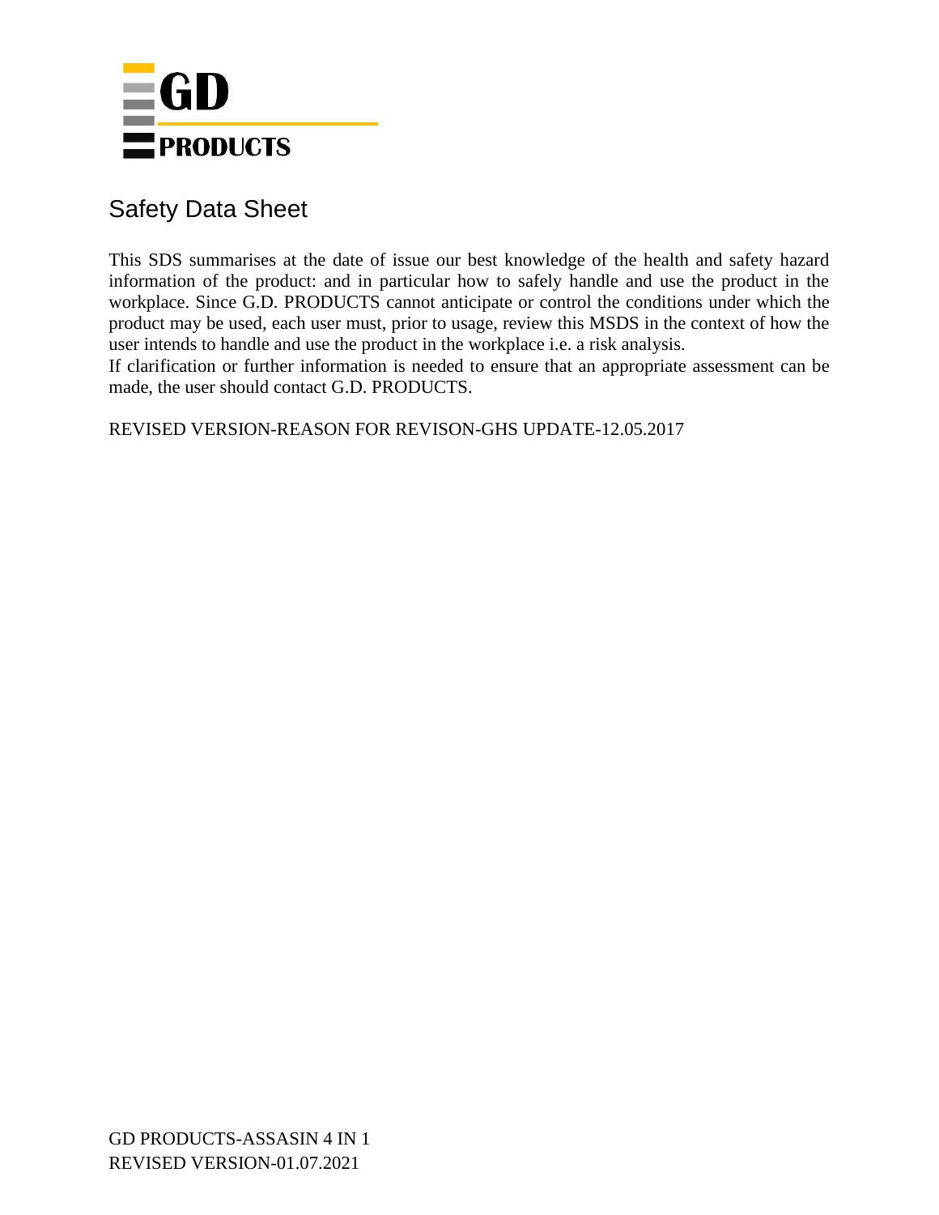GD PRODUCTS

# Safety Data Sheet

This SDS summarises at the date of issue our best knowledge of the health and safety hazard information of the product: and in particular how to safely handle and use the product in the workplace. Since G.D. PRODUCTS cannot anticipate or control the conditions under which the product may be used, each user must, prior to usage, review this MSDS in the context of how the user intends to handle and use the product in the workplace i.e. a risk analysis.
If clarification or further information is needed to ensure that an appropriate assessment can be made, the user should contact G.D. PRODUCTS.

REVISED VERSION-REASON FOR REVISON-GHS UPDATE-12.05.2017